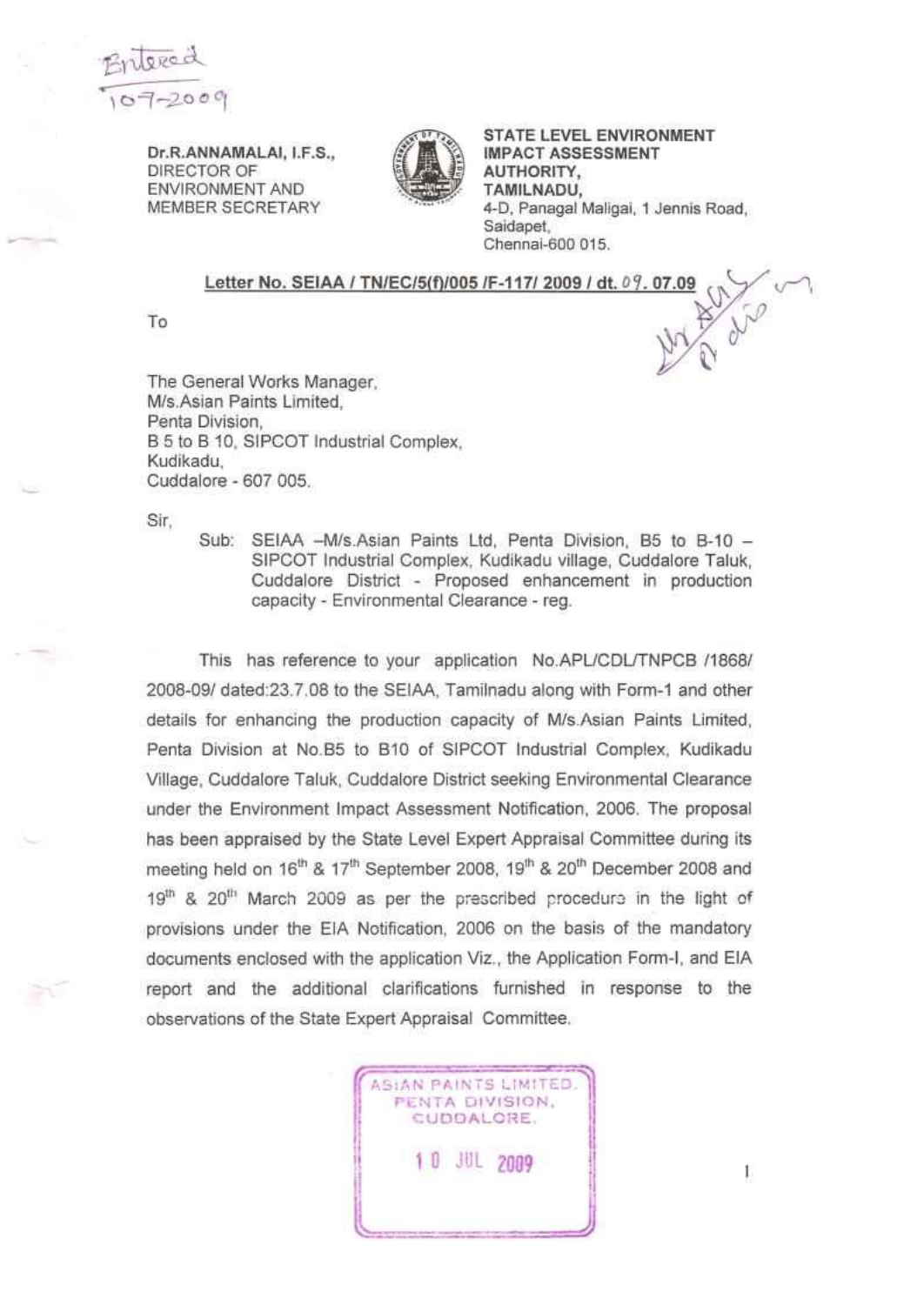Entered
10-7-2009

Dr.R.ANNAMALAI, I.F.S.,
DIRECTOR OF
ENVIRONMENT AND
MEMBER SECRETARY

STATE LEVEL ENVIRONMENT
IMPACT ASSESSMENT
AUTHORITY,
TAMILNADU,
4-D, Panagal Maligai, 1 Jennis Road,
Saidapet,
Chennai-600 015.

**Letter No. SEIAA / TN/EC/5(f)/005 /F-117/ 2009 / dt. 09. 07.09**

To

The General Works Manager,
M/s.Asian Paints Limited,
Penta Division,
B 5 to B 10, SIPCOT Industrial Complex,
Kudikadu,
Cuddalore - 607 005.

Sir,

Sub: SEIAA –M/s.Asian Paints Ltd, Penta Division, B5 to B-10 – SIPCOT Industrial Complex, Kudikadu village, Cuddalore Taluk, Cuddalore District - Proposed enhancement in production capacity - Environmental Clearance - reg.

This has reference to your application No.APL/CDL/TNPCB /1868/ 2008-09/ dated:23.7.08 to the SEIAA, Tamilnadu along with Form-1 and other details for enhancing the production capacity of M/s.Asian Paints Limited, Penta Division at No.B5 to B10 of SIPCOT Industrial Complex, Kudikadu Village, Cuddalore Taluk, Cuddalore District seeking Environmental Clearance under the Environment Impact Assessment Notification, 2006. The proposal has been appraised by the State Level Expert Appraisal Committee during its meeting held on 16th & 17th September 2008, 19th & 20th December 2008 and 19th & 20th March 2009 as per the prescribed procedure in the light of provisions under the EIA Notification, 2006 on the basis of the mandatory documents enclosed with the application Viz., the Application Form-I, and EIA report and the additional clarifications furnished in response to the observations of the State Expert Appraisal Committee.

ASIAN PAINTS LIMITED.
PENTA DIVISION,
CUDDALORE.
10 JUL 2009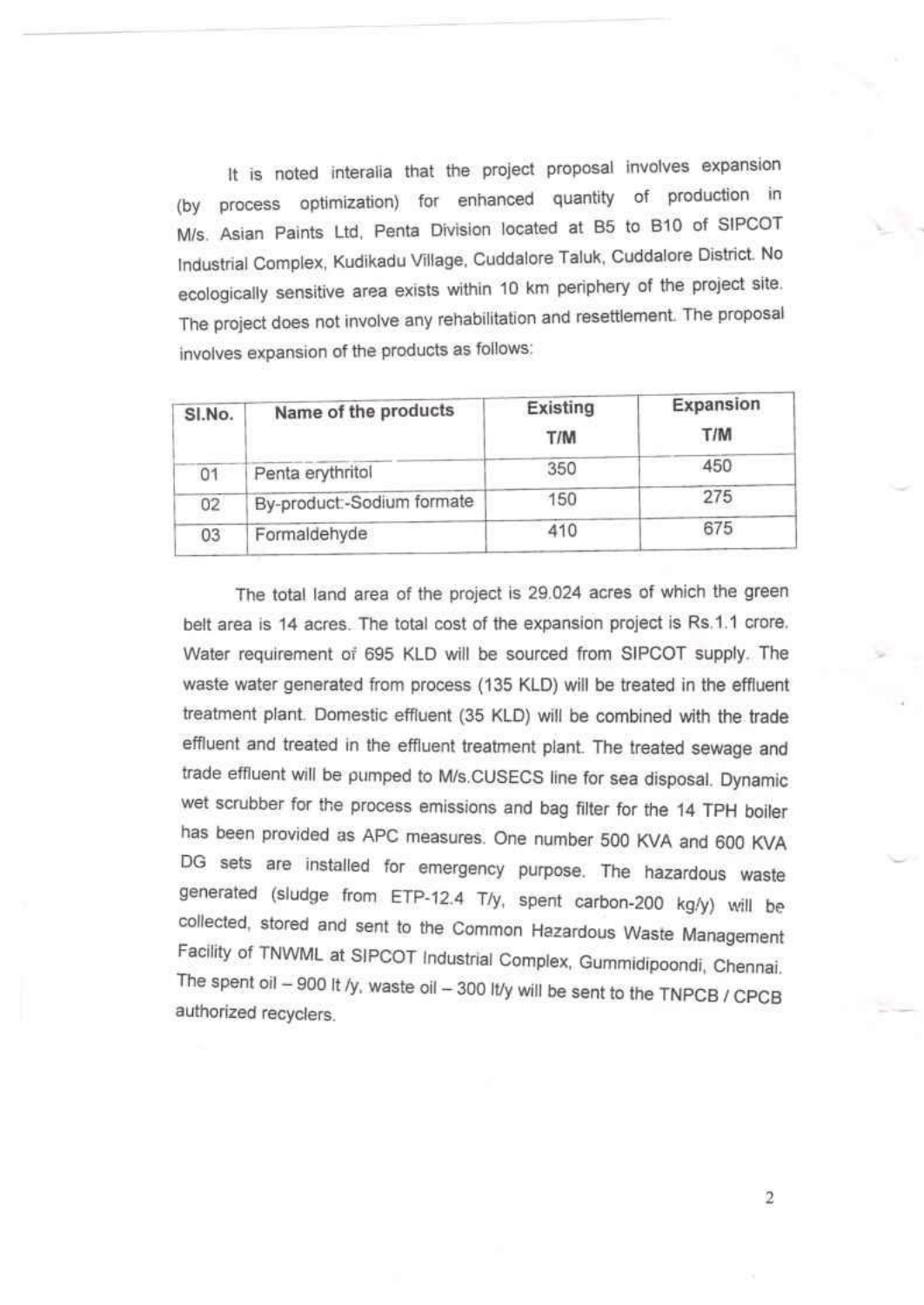It is noted interalia that the project proposal involves expansion (by process optimization) for enhanced quantity of production in M/s. Asian Paints Ltd, Penta Division located at B5 to B10 of SIPCOT Industrial Complex, Kudikadu Village, Cuddalore Taluk, Cuddalore District. No ecologically sensitive area exists within 10 km periphery of the project site. The project does not involve any rehabilitation and resettlement. The proposal involves expansion of the products as follows:

| Sl.No. | Name of the products | Existing T/M | Expansion T/M |
|---|---|---|---|
| 01 | Penta erythritol | 350 | 450 |
| 02 | By-product:-Sodium formate | 150 | 275 |
| 03 | Formaldehyde | 410 | 675 |

The total land area of the project is 29.024 acres of which the green belt area is 14 acres. The total cost of the expansion project is Rs.1.1 crore. Water requirement of 695 KLD will be sourced from SIPCOT supply. The waste water generated from process (135 KLD) will be treated in the effluent treatment plant. Domestic effluent (35 KLD) will be combined with the trade effluent and treated in the effluent treatment plant. The treated sewage and trade effluent will be pumped to M/s.CUSECS line for sea disposal. Dynamic wet scrubber for the process emissions and bag filter for the 14 TPH boiler has been provided as APC measures. One number 500 KVA and 600 KVA DG sets are installed for emergency purpose. The hazardous waste generated (sludge from ETP-12.4 T/y, spent carbon-200 kg/y) will be collected, stored and sent to the Common Hazardous Waste Management Facility of TNWML at SIPCOT Industrial Complex, Gummidipoondi, Chennai. The spent oil – 900 lt /y, waste oil – 300 lt/y will be sent to the TNPCB / CPCB authorized recyclers.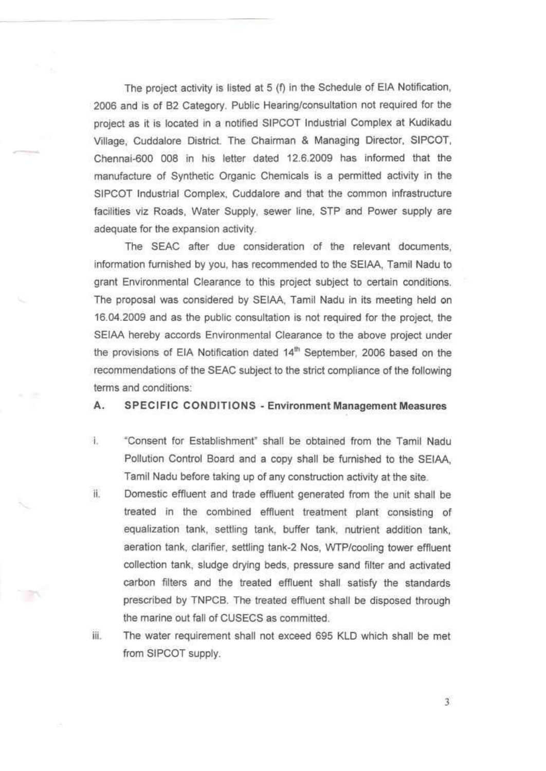The project activity is listed at 5 (f) in the Schedule of EIA Notification, 2006 and is of B2 Category. Public Hearing/consultation not required for the project as it is located in a notified SIPCOT Industrial Complex at Kudikadu Village, Cuddalore District. The Chairman & Managing Director, SIPCOT, Chennai-600 008 in his letter dated 12.6.2009 has informed that the manufacture of Synthetic Organic Chemicals is a permitted activity in the SIPCOT Industrial Complex, Cuddalore and that the common infrastructure facilities viz Roads, Water Supply, sewer line, STP and Power supply are adequate for the expansion activity.

The SEAC after due consideration of the relevant documents, information furnished by you, has recommended to the SEIAA, Tamil Nadu to grant Environmental Clearance to this project subject to certain conditions. The proposal was considered by SEIAA, Tamil Nadu in its meeting held on 16.04.2009 and as the public consultation is not required for the project, the SEIAA hereby accords Environmental Clearance to the above project under the provisions of EIA Notification dated 14th September, 2006 based on the recommendations of the SEAC subject to the strict compliance of the following terms and conditions:

**A. SPECIFIC CONDITIONS - Environment Management Measures**

i. "Consent for Establishment" shall be obtained from the Tamil Nadu Pollution Control Board and a copy shall be furnished to the SEIAA, Tamil Nadu before taking up of any construction activity at the site.

ii. Domestic effluent and trade effluent generated from the unit shall be treated in the combined effluent treatment plant consisting of equalization tank, settling tank, buffer tank, nutrient addition tank, aeration tank, clarifier, settling tank-2 Nos, WTP/cooling tower effluent collection tank, sludge drying beds, pressure sand filter and activated carbon filters and the treated effluent shall satisfy the standards prescribed by TNPCB. The treated effluent shall be disposed through the marine out fall of CUSECS as committed.

iii. The water requirement shall not exceed 695 KLD which shall be met from SIPCOT supply.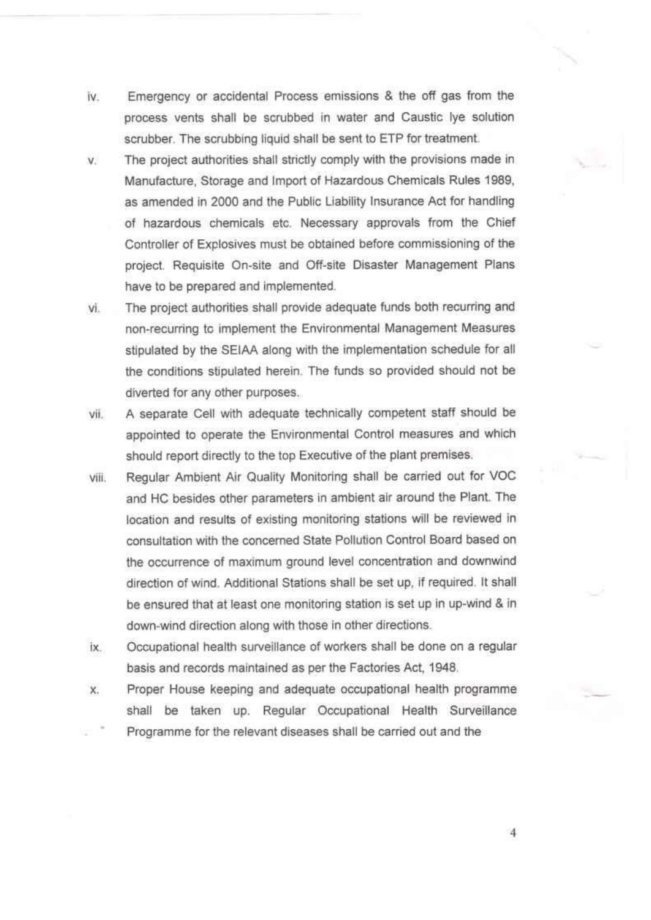iv. Emergency or accidental Process emissions & the off gas from the process vents shall be scrubbed in water and Caustic lye solution scrubber. The scrubbing liquid shall be sent to ETP for treatment.

v. The project authorities shall strictly comply with the provisions made in Manufacture, Storage and Import of Hazardous Chemicals Rules 1989, as amended in 2000 and the Public Liability Insurance Act for handling of hazardous chemicals etc. Necessary approvals from the Chief Controller of Explosives must be obtained before commissioning of the project. Requisite On-site and Off-site Disaster Management Plans have to be prepared and implemented.

vi. The project authorities shall provide adequate funds both recurring and non-recurring tc implement the Environmental Management Measures stipulated by the SEIAA along with the implementation schedule for all the conditions stipulated herein. The funds so provided should not be diverted for any other purposes.

vii. A separate Cell with adequate technically competent staff should be appointed to operate the Environmental Control measures and which should report directly to the top Executive of the plant premises.

viii. Regular Ambient Air Quality Monitoring shall be carried out for VOC and HC besides other parameters in ambient air around the Plant. The location and results of existing monitoring stations will be reviewed in consultation with the concerned State Pollution Control Board based on the occurrence of maximum ground level concentration and downwind direction of wind. Additional Stations shall be set up, if required. It shall be ensured that at least one monitoring station is set up in up-wind & in down-wind direction along with those in other directions.

ix. Occupational health surveillance of workers shall be done on a regular basis and records maintained as per the Factories Act, 1948.

x. Proper House keeping and adequate occupational health programme shall be taken up. Regular Occupational Health Surveillance Programme for the relevant diseases shall be carried out and the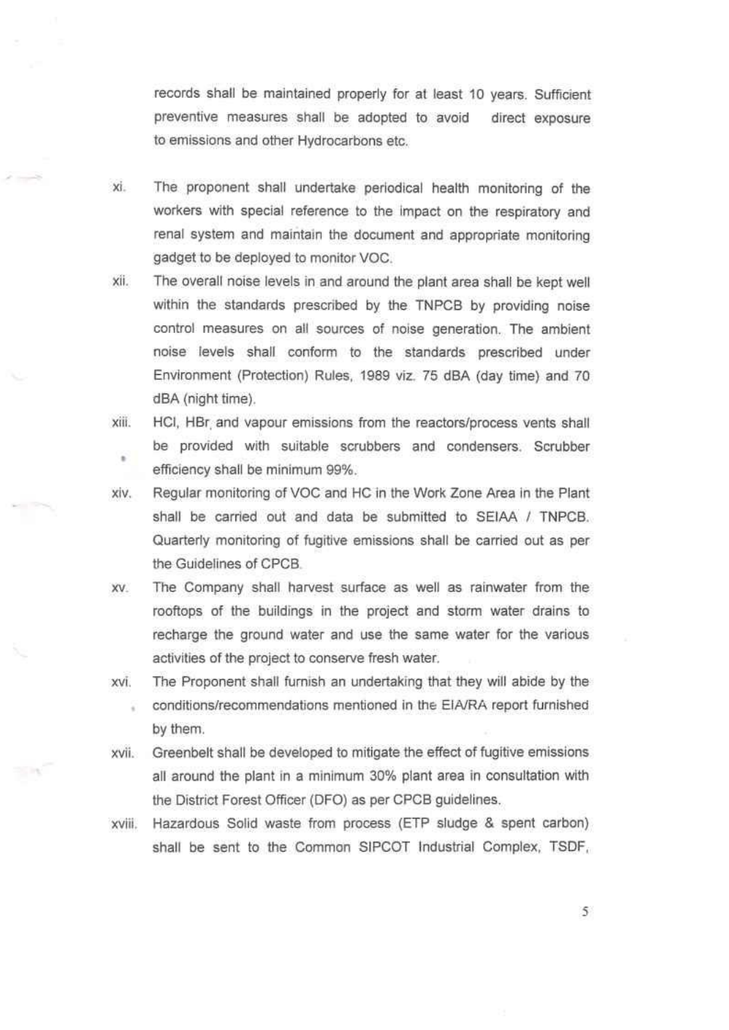records shall be maintained properly for at least 10 years. Sufficient preventive measures shall be adopted to avoid direct exposure to emissions and other Hydrocarbons etc.

xi. The proponent shall undertake periodical health monitoring of the workers with special reference to the impact on the respiratory and renal system and maintain the document and appropriate monitoring gadget to be deployed to monitor VOC.

xii. The overall noise levels in and around the plant area shall be kept well within the standards prescribed by the TNPCB by providing noise control measures on all sources of noise generation. The ambient noise levels shall conform to the standards prescribed under Environment (Protection) Rules, 1989 viz. 75 dBA (day time) and 70 dBA (night time).

xiii. HCl, HBr and vapour emissions from the reactors/process vents shall be provided with suitable scrubbers and condensers. Scrubber efficiency shall be minimum 99%.

xiv. Regular monitoring of VOC and HC in the Work Zone Area in the Plant shall be carried out and data be submitted to SEIAA / TNPCB. Quarterly monitoring of fugitive emissions shall be carried out as per the Guidelines of CPCB.

xv. The Company shall harvest surface as well as rainwater from the rooftops of the buildings in the project and storm water drains to recharge the ground water and use the same water for the various activities of the project to conserve fresh water.

xvi. The Proponent shall furnish an undertaking that they will abide by the conditions/recommendations mentioned in the EIA/RA report furnished by them.

xvii. Greenbelt shall be developed to mitigate the effect of fugitive emissions all around the plant in a minimum 30% plant area in consultation with the District Forest Officer (DFO) as per CPCB guidelines.

xviii. Hazardous Solid waste from process (ETP sludge & spent carbon) shall be sent to the Common SIPCOT Industrial Complex, TSDF,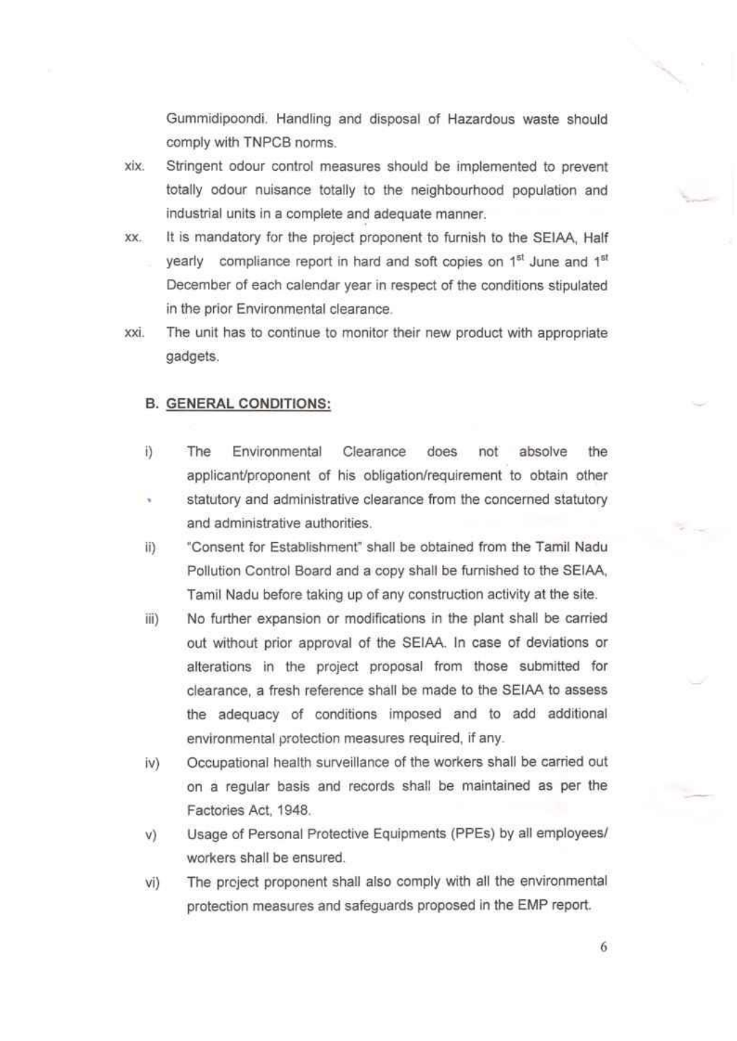Gummidipoondi. Handling and disposal of Hazardous waste should comply with TNPCB norms.

xix. Stringent odour control measures should be implemented to prevent totally odour nuisance totally to the neighbourhood population and industrial units in a complete and adequate manner.

xx. It is mandatory for the project proponent to furnish to the SEIAA, Half yearly compliance report in hard and soft copies on 1st June and 1st December of each calendar year in respect of the conditions stipulated in the prior Environmental clearance.

xxi. The unit has to continue to monitor their new product with appropriate gadgets.

**B. GENERAL CONDITIONS:**

i) The Environmental Clearance does not absolve the applicant/proponent of his obligation/requirement to obtain other statutory and administrative clearance from the concerned statutory and administrative authorities.

ii) "Consent for Establishment" shall be obtained from the Tamil Nadu Pollution Control Board and a copy shall be furnished to the SEIAA, Tamil Nadu before taking up of any construction activity at the site.

iii) No further expansion or modifications in the plant shall be carried out without prior approval of the SEIAA. In case of deviations or alterations in the project proposal from those submitted for clearance, a fresh reference shall be made to the SEIAA to assess the adequacy of conditions imposed and to add additional environmental protection measures required, if any.

iv) Occupational health surveillance of the workers shall be carried out on a regular basis and records shall be maintained as per the Factories Act, 1948.

v) Usage of Personal Protective Equipments (PPEs) by all employees/ workers shall be ensured.

vi) The project proponent shall also comply with all the environmental protection measures and safeguards proposed in the EMP report.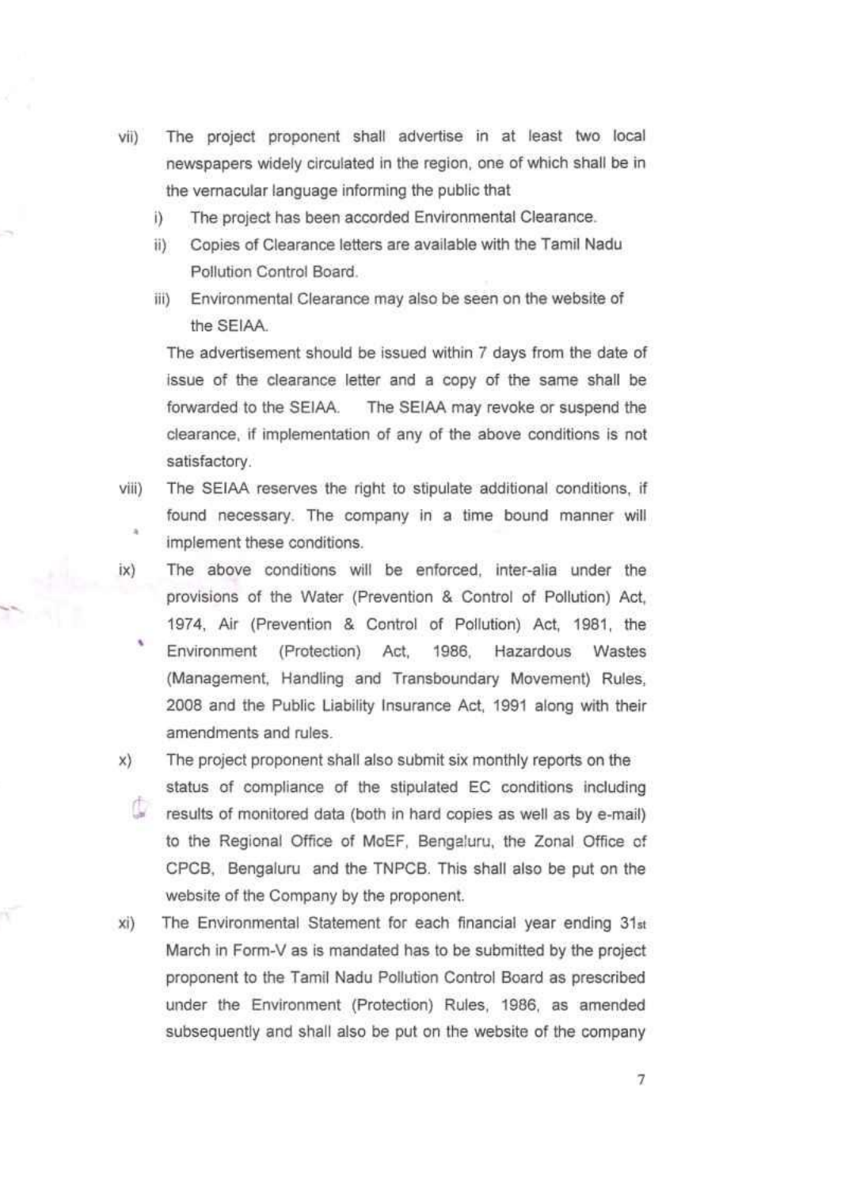vii) The project proponent shall advertise in at least two local newspapers widely circulated in the region, one of which shall be in the vernacular language informing the public that

   i) The project has been accorded Environmental Clearance.

   ii) Copies of Clearance letters are available with the Tamil Nadu Pollution Control Board.

   iii) Environmental Clearance may also be seen on the website of the SEIAA.

   The advertisement should be issued within 7 days from the date of issue of the clearance letter and a copy of the same shall be forwarded to the SEIAA. The SEIAA may revoke or suspend the clearance, if implementation of any of the above conditions is not satisfactory.

viii) The SEIAA reserves the right to stipulate additional conditions, if found necessary. The company in a time bound manner will implement these conditions.

ix) The above conditions will be enforced, inter-alia under the provisions of the Water (Prevention & Control of Pollution) Act, 1974, Air (Prevention & Control of Pollution) Act, 1981, the Environment (Protection) Act, 1986, Hazardous Wastes (Management, Handling and Transboundary Movement) Rules, 2008 and the Public Liability Insurance Act, 1991 along with their amendments and rules.

x) The project proponent shall also submit six monthly reports on the status of compliance of the stipulated EC conditions including results of monitored data (both in hard copies as well as by e-mail) to the Regional Office of MoEF, Bengaluru, the Zonal Office of CPCB, Bengaluru and the TNPCB. This shall also be put on the website of the Company by the proponent.

xi) The Environmental Statement for each financial year ending 31st March in Form-V as is mandated has to be submitted by the project proponent to the Tamil Nadu Pollution Control Board as prescribed under the Environment (Protection) Rules, 1986, as amended subsequently and shall also be put on the website of the company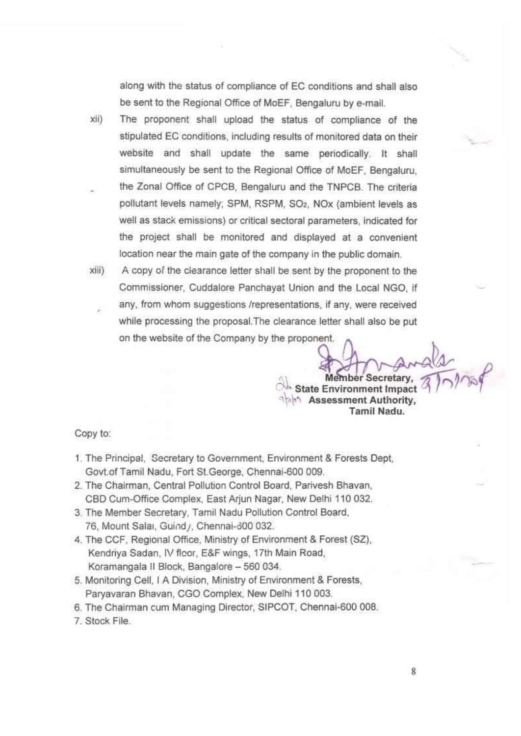along with the status of compliance of EC conditions and shall also be sent to the Regional Office of MoEF, Bengaluru by e-mail.

xii) The proponent shall upload the status of compliance of the stipulated EC conditions, including results of monitored data on their website and shall update the same periodically. It shall simultaneously be sent to the Regional Office of MoEF, Bengaluru, the Zonal Office of CPCB, Bengaluru and the TNPCB. The criteria pollutant levels namely; SPM, RSPM, $SO_2$, NOx (ambient levels as well as stack emissions) or critical sectoral parameters, indicated for the project shall be monitored and displayed at a convenient location near the main gate of the company in the public domain.

xiii) A copy of the clearance letter shall be sent by the proponent to the Commissioner, Cuddalore Panchayat Union and the Local NGO, if any, from whom suggestions /representations, if any, were received while processing the proposal.The clearance letter shall also be put on the website of the Company by the proponent.

**Member Secretary,**
**State Environment Impact Assessment Authority,**
**Tamil Nadu.**

Copy to:

1. The Principal, Secretary to Government, Environment & Forests Dept, Govt.of Tamil Nadu, Fort St.George, Chennai-600 009.
2. The Chairman, Central Pollution Control Board, Parivesh Bhavan, CBD Cum-Office Complex, East Arjun Nagar, New Delhi 110 032.
3. The Member Secretary, Tamil Nadu Pollution Control Board, 76, Mount Salai, Guindy, Chennai-600 032.
4. The CCF, Regional Office, Ministry of Environment & Forest (SZ), Kendriya Sadan, IV floor, E&F wings, 17th Main Road, Koramangala II Block, Bangalore – 560 034.
5. Monitoring Cell, I A Division, Ministry of Environment & Forests, Paryavaran Bhavan, CGO Complex, New Delhi 110 003.
6. The Chairman cum Managing Director, SIPCOT, Chennai-600 008.
7. Stock File.